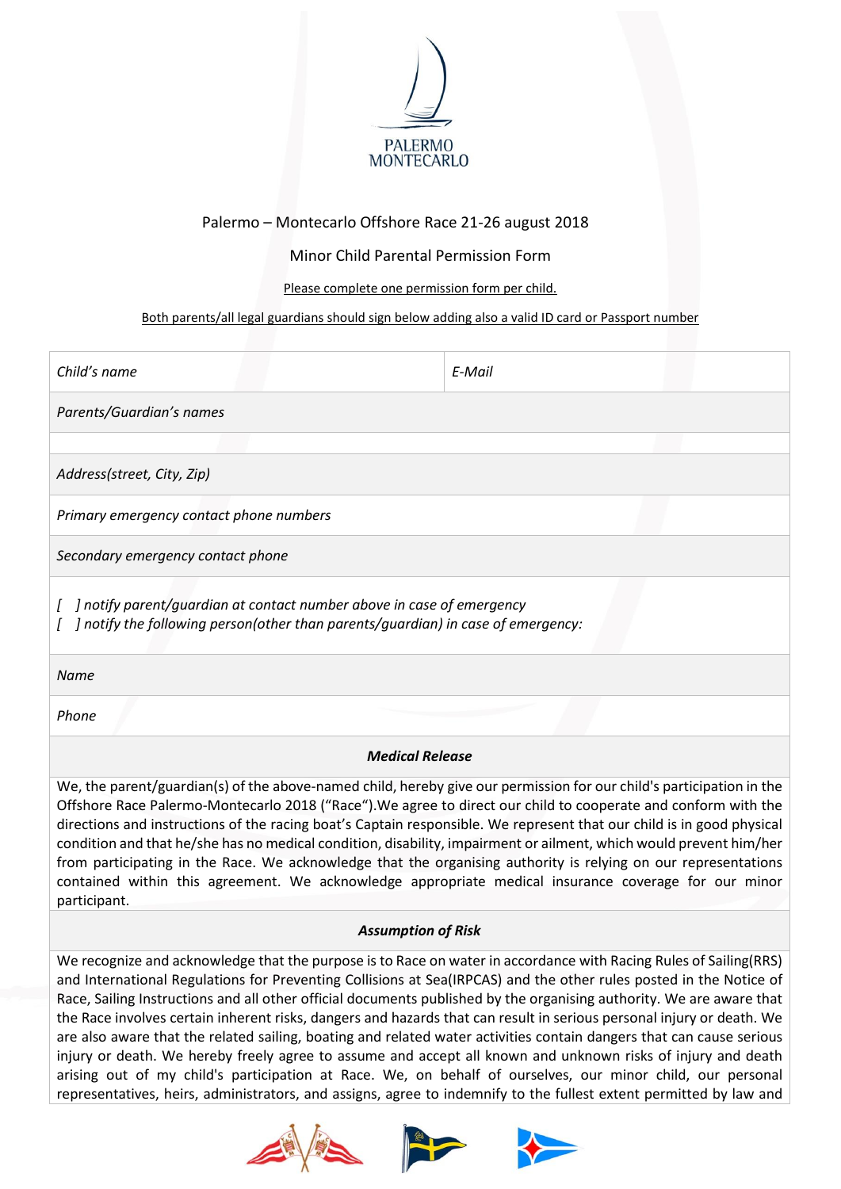PALERMO MONTECARLO

Palermo – Montecarlo Offshore Race 21-26 august 2018

Minor Child Parental Permission Form

<u>Please complete one permission form per child.</u>

<u>Both parents/all legal guardians should sign below adding also a valid ID card or Passport number</u>

| *Child's name* | *E-Mail* |
|---|---|
| *Parents/Guardian's names* | |
| | |
| *Address(street, City, Zip)* | |
| *Primary emergency contact phone numbers* | |
| *Secondary emergency contact phone* | |
| *[  ] notify parent/guardian at contact number above in case of emergency*<br>*[  ] notify the following person(other than parents/guardian) in case of emergency:* | |
| *Name* | |
| *Phone* | |

***Medical Release***

We, the parent/guardian(s) of the above-named child, hereby give our permission for our child's participation in the Offshore Race Palermo-Montecarlo 2018 ("Race").We agree to direct our child to cooperate and conform with the directions and instructions of the racing boat's Captain responsible. We represent that our child is in good physical condition and that he/she has no medical condition, disability, impairment or ailment, which would prevent him/her from participating in the Race. We acknowledge that the organising authority is relying on our representations contained within this agreement. We acknowledge appropriate medical insurance coverage for our minor participant.

***Assumption of Risk***

We recognize and acknowledge that the purpose is to Race on water in accordance with Racing Rules of Sailing(RRS) and International Regulations for Preventing Collisions at Sea(IRPCAS) and the other rules posted in the Notice of Race, Sailing Instructions and all other official documents published by the organising authority. We are aware that the Race involves certain inherent risks, dangers and hazards that can result in serious personal injury or death. We are also aware that the related sailing, boating and related water activities contain dangers that can cause serious injury or death. We hereby freely agree to assume and accept all known and unknown risks of injury and death arising out of my child's participation at Race. We, on behalf of ourselves, our minor child, our personal representatives, heirs, administrators, and assigns, agree to indemnify to the fullest extent permitted by law and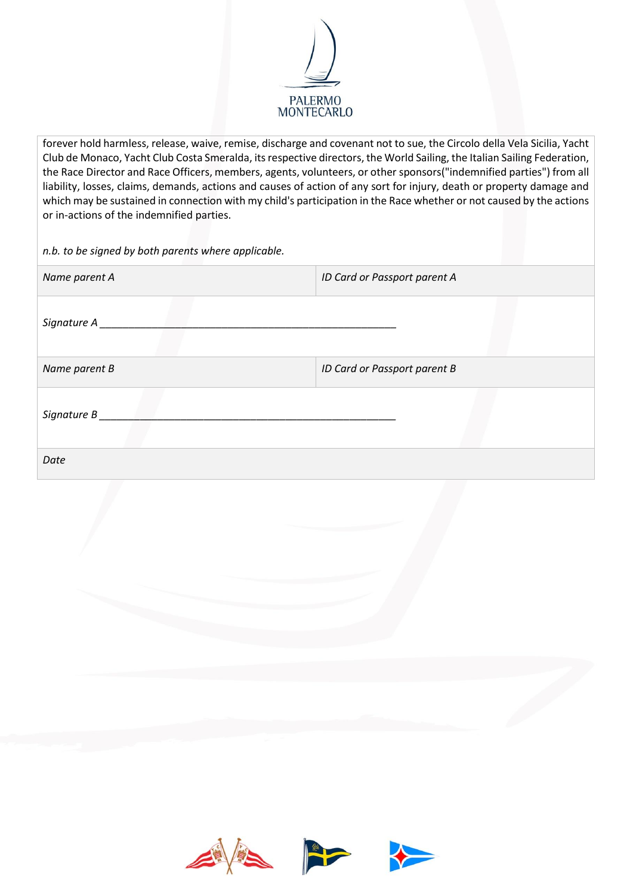forever hold harmless, release, waive, remise, discharge and covenant not to sue, the Circolo della Vela Sicilia, Yacht Club de Monaco, Yacht Club Costa Smeralda, its respective directors, the World Sailing, the Italian Sailing Federation, the Race Director and Race Officers, members, agents, volunteers, or other sponsors("indemnified parties") from all liability, losses, claims, demands, actions and causes of action of any sort for injury, death or property damage and which may be sustained in connection with my child's participation in the Race whether or not caused by the actions or in-actions of the indemnified parties.

*n.b. to be signed by both parents where applicable.*

| | |
|---|---|
| *Name parent A* | *ID Card or Passport parent A* |
| *Signature A* ____________________________________________ | |
| *Name parent B* | *ID Card or Passport parent B* |
| *Signature B* ____________________________________________ | |
| *Date* | |